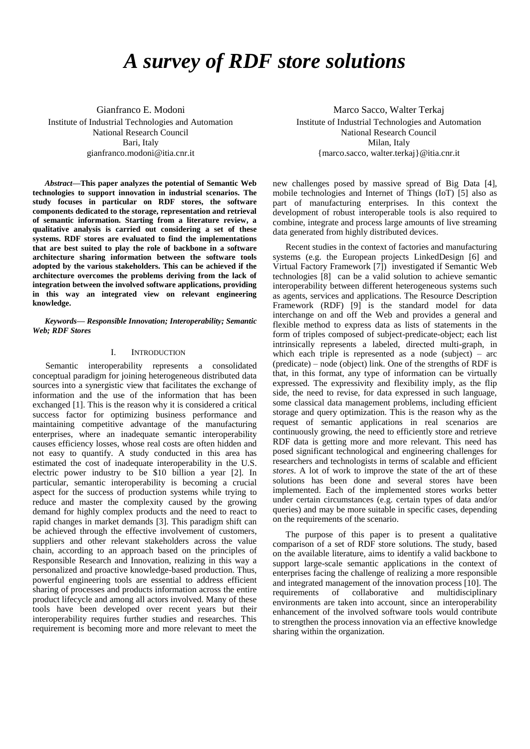# *A survey of RDF store solutions*

Gianfranco E. Modoni
Institute of Industrial Technologies and Automation
National Research Council
Bari, Italy
gianfranco.modoni@itia.cnr.it

Marco Sacco, Walter Terkaj
Institute of Industrial Technologies and Automation
National Research Council
Milan, Italy
{marco.sacco, walter.terkaj}@itia.cnr.it

***Abstract*—This paper analyzes the potential of Semantic Web technologies to support innovation in industrial scenarios. The study focuses in particular on RDF stores, the software components dedicated to the storage, representation and retrieval of semantic information. Starting from a literature review, a qualitative analysis is carried out considering a set of these systems. RDF stores are evaluated to find the implementations that are best suited to play the role of backbone in a software architecture sharing information between the software tools adopted by the various stakeholders. This can be achieved if the architecture overcomes the problems deriving from the lack of integration between the involved software applications, providing in this way an integrated view on relevant engineering knowledge.**

***Keywords— Responsible Innovation; Interoperability; Semantic Web; RDF Stores***

## I. Introduction

Semantic interoperability represents a consolidated conceptual paradigm for joining heterogeneous distributed data sources into a synergistic view that facilitates the exchange of information and the use of the information that has been exchanged [1]. This is the reason why it is considered a critical success factor for optimizing business performance and maintaining competitive advantage of the manufacturing enterprises, where an inadequate semantic interoperability causes efficiency losses, whose real costs are often hidden and not easy to quantify. A study conducted in this area has estimated the cost of inadequate interoperability in the U.S. electric power industry to be $10 billion a year [2]. In particular, semantic interoperability is becoming a crucial aspect for the success of production systems while trying to reduce and master the complexity caused by the growing demand for highly complex products and the need to react to rapid changes in market demands [3]. This paradigm shift can be achieved through the effective involvement of customers, suppliers and other relevant stakeholders across the value chain, according to an approach based on the principles of Responsible Research and Innovation, realizing in this way a personalized and proactive knowledge-based production. Thus, powerful engineering tools are essential to address efficient sharing of processes and products information across the entire product lifecycle and among all actors involved. Many of these tools have been developed over recent years but their interoperability requires further studies and researches. This requirement is becoming more and more relevant to meet the new challenges posed by massive spread of Big Data [4], mobile technologies and Internet of Things (IoT) [5] also as part of manufacturing enterprises. In this context the development of robust interoperable tools is also required to combine, integrate and process large amounts of live streaming data generated from highly distributed devices.

Recent studies in the context of factories and manufacturing systems (e.g. the European projects LinkedDesign [6] and Virtual Factory Framework [7]) investigated if Semantic Web technologies [8] can be a valid solution to achieve semantic interoperability between different heterogeneous systems such as agents, services and applications. The Resource Description Framework (RDF) [9] is the standard model for data interchange on and off the Web and provides a general and flexible method to express data as lists of statements in the form of triples composed of subject-predicate-object; each list intrinsically represents a labeled, directed multi-graph, in which each triple is represented as a node (subject) – arc (predicate) – node (object) link. One of the strengths of RDF is that, in this format, any type of information can be virtually expressed. The expressivity and flexibility imply, as the flip side, the need to revise, for data expressed in such language, some classical data management problems, including efficient storage and query optimization. This is the reason why as the request of semantic applications in real scenarios are continuously growing, the need to efficiently store and retrieve RDF data is getting more and more relevant. This need has posed significant technological and engineering challenges for researchers and technologists in terms of scalable and efficient *stores*. A lot of work to improve the state of the art of these solutions has been done and several stores have been implemented. Each of the implemented stores works better under certain circumstances (e.g. certain types of data and/or queries) and may be more suitable in specific cases, depending on the requirements of the scenario.

The purpose of this paper is to present a qualitative comparison of a set of RDF store solutions. The study, based on the available literature, aims to identify a valid backbone to support large-scale semantic applications in the context of enterprises facing the challenge of realizing a more responsible and integrated management of the innovation process [10]. The requirements of collaborative and multidisciplinary environments are taken into account, since an interoperability enhancement of the involved software tools would contribute to strengthen the process innovation via an effective knowledge sharing within the organization.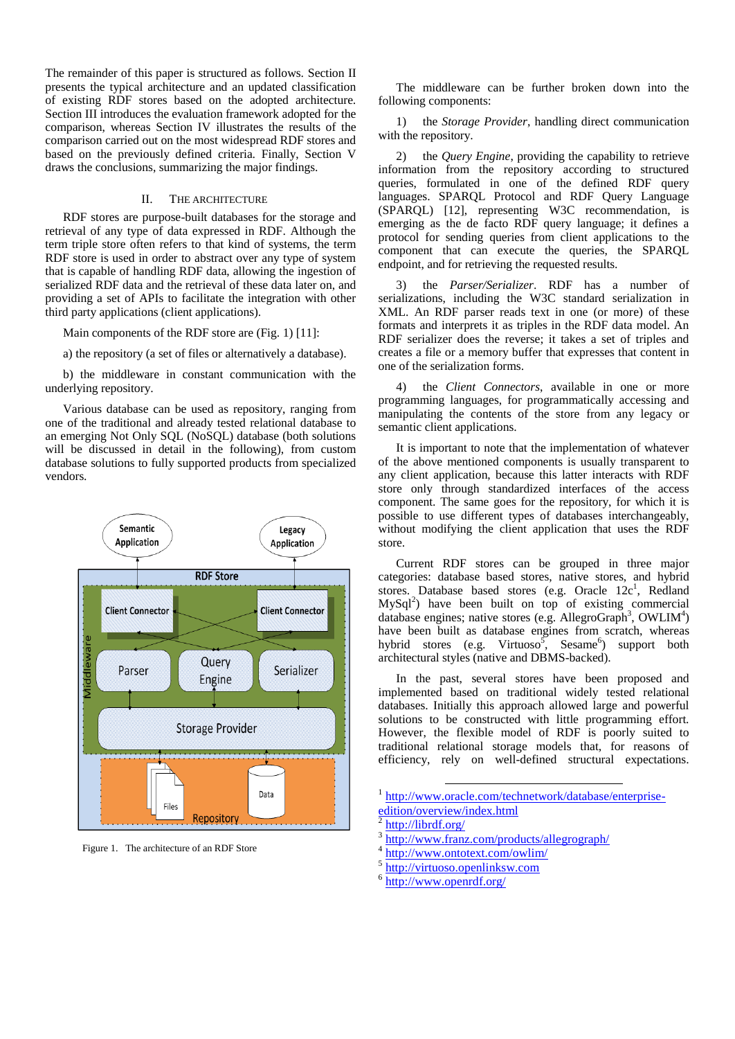The remainder of this paper is structured as follows. Section II presents the typical architecture and an updated classification of existing RDF stores based on the adopted architecture. Section III introduces the evaluation framework adopted for the comparison, whereas Section IV illustrates the results of the comparison carried out on the most widespread RDF stores and based on the previously defined criteria. Finally, Section V draws the conclusions, summarizing the major findings.

## II. THE ARCHITECTURE

RDF stores are purpose-built databases for the storage and retrieval of any type of data expressed in RDF. Although the term triple store often refers to that kind of systems, the term RDF store is used in order to abstract over any type of system that is capable of handling RDF data, allowing the ingestion of serialized RDF data and the retrieval of these data later on, and providing a set of APIs to facilitate the integration with other third party applications (client applications).

Main components of the RDF store are (Fig. 1) [11]:

a) the repository (a set of files or alternatively a database).

b) the middleware in constant communication with the underlying repository.

Various database can be used as repository, ranging from one of the traditional and already tested relational database to an emerging Not Only SQL (NoSQL) database (both solutions will be discussed in detail in the following), from custom database solutions to fully supported products from specialized vendors.

Figure 1. The architecture of an RDF Store

The middleware can be further broken down into the following components:

1) the *Storage Provider*, handling direct communication with the repository.

2) the *Query Engine*, providing the capability to retrieve information from the repository according to structured queries, formulated in one of the defined RDF query languages. SPARQL Protocol and RDF Query Language (SPARQL) [12], representing W3C recommendation, is emerging as the de facto RDF query language; it defines a protocol for sending queries from client applications to the component that can execute the queries, the SPARQL endpoint, and for retrieving the requested results.

3) the *Parser/Serializer*. RDF has a number of serializations, including the W3C standard serialization in XML. An RDF parser reads text in one (or more) of these formats and interprets it as triples in the RDF data model. An RDF serializer does the reverse; it takes a set of triples and creates a file or a memory buffer that expresses that content in one of the serialization forms.

4) the *Client Connectors*, available in one or more programming languages, for programmatically accessing and manipulating the contents of the store from any legacy or semantic client applications.

It is important to note that the implementation of whatever of the above mentioned components is usually transparent to any client application, because this latter interacts with RDF store only through standardized interfaces of the access component. The same goes for the repository, for which it is possible to use different types of databases interchangeably, without modifying the client application that uses the RDF store.

Current RDF stores can be grouped in three major categories: database based stores, native stores, and hybrid stores. Database based stores (e.g. Oracle 12c[1], Redland MySql[2]) have been built on top of existing commercial database engines; native stores (e.g. AllegroGraph[3], OWLIM[4]) have been built as database engines from scratch, whereas hybrid stores (e.g. Virtuoso[5], Sesame[6]) support both architectural styles (native and DBMS-backed).

In the past, several stores have been proposed and implemented based on traditional widely tested relational databases. Initially this approach allowed large and powerful solutions to be constructed with little programming effort. However, the flexible model of RDF is poorly suited to traditional relational storage models that, for reasons of efficiency, rely on well-defined structural expectations.

---

[1] http://www.oracle.com/technetwork/database/enterprise-edition/overview/index.html

[2] http://librdf.org/

[3] http://www.franz.com/products/allegrograph/

[4] http://www.ontotext.com/owlim/

[5] http://virtuoso.openlinksw.com

[6] http://www.openrdf.org/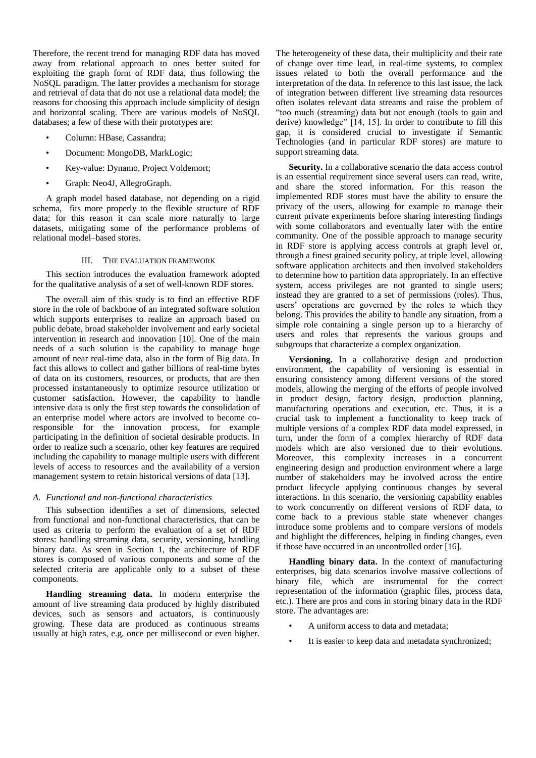Therefore, the recent trend for managing RDF data has moved away from relational approach to ones better suited for exploiting the graph form of RDF data, thus following the NoSQL paradigm. The latter provides a mechanism for storage and retrieval of data that do not use a relational data model; the reasons for choosing this approach include simplicity of design and horizontal scaling. There are various models of NoSQL databases; a few of these with their prototypes are:

- Column: HBase, Cassandra;
- Document: MongoDB, MarkLogic;
- Key-value: Dynamo, Project Voldemort;
- Graph: Neo4J, AllegroGraph.

A graph model based database, not depending on a rigid schema, fits more properly to the flexible structure of RDF data; for this reason it can scale more naturally to large datasets, mitigating some of the performance problems of relational model–based stores.

## III. THE EVALUATION FRAMEWORK

This section introduces the evaluation framework adopted for the qualitative analysis of a set of well-known RDF stores.

The overall aim of this study is to find an effective RDF store in the role of backbone of an integrated software solution which supports enterprises to realize an approach based on public debate, broad stakeholder involvement and early societal intervention in research and innovation [10]. One of the main needs of a such solution is the capability to manage huge amount of near real-time data, also in the form of Big data. In fact this allows to collect and gather billions of real-time bytes of data on its customers, resources, or products, that are then processed instantaneously to optimize resource utilization or customer satisfaction. However, the capability to handle intensive data is only the first step towards the consolidation of an enterprise model where actors are involved to become co-responsible for the innovation process, for example participating in the definition of societal desirable products. In order to realize such a scenario, other key features are required including the capability to manage multiple users with different levels of access to resources and the availability of a version management system to retain historical versions of data [13].

### *A. Functional and non-functional characteristics*

This subsection identifies a set of dimensions, selected from functional and non-functional characteristics, that can be used as criteria to perform the evaluation of a set of RDF stores: handling streaming data, security, versioning, handling binary data. As seen in Section 1, the architecture of RDF stores is composed of various components and some of the selected criteria are applicable only to a subset of these components.

**Handling streaming data.** In modern enterprise the amount of live streaming data produced by highly distributed devices, such as sensors and actuators, is continuously growing. These data are produced as continuous streams usually at high rates, e.g. once per millisecond or even higher. The heterogeneity of these data, their multiplicity and their rate of change over time lead, in real-time systems, to complex issues related to both the overall performance and the interpretation of the data. In reference to this last issue, the lack of integration between different live streaming data resources often isolates relevant data streams and raise the problem of "too much (streaming) data but not enough (tools to gain and derive) knowledge" [14, 15]. In order to contribute to fill this gap, it is considered crucial to investigate if Semantic Technologies (and in particular RDF stores) are mature to support streaming data.

**Security.** In a collaborative scenario the data access control is an essential requirement since several users can read, write, and share the stored information. For this reason the implemented RDF stores must have the ability to ensure the privacy of the users, allowing for example to manage their current private experiments before sharing interesting findings with some collaborators and eventually later with the entire community. One of the possible approach to manage security in RDF store is applying access controls at graph level or, through a finest grained security policy, at triple level, allowing software application architects and then involved stakeholders to determine how to partition data appropriately. In an effective system, access privileges are not granted to single users; instead they are granted to a set of permissions (roles). Thus, users' operations are governed by the roles to which they belong. This provides the ability to handle any situation, from a simple role containing a single person up to a hierarchy of users and roles that represents the various groups and subgroups that characterize a complex organization.

**Versioning.** In a collaborative design and production environment, the capability of versioning is essential in ensuring consistency among different versions of the stored models, allowing the merging of the efforts of people involved in product design, factory design, production planning, manufacturing operations and execution, etc. Thus, it is a crucial task to implement a functionality to keep track of multiple versions of a complex RDF data model expressed, in turn, under the form of a complex hierarchy of RDF data models which are also versioned due to their evolutions. Moreover, this complexity increases in a concurrent engineering design and production environment where a large number of stakeholders may be involved across the entire product lifecycle applying continuous changes by several interactions. In this scenario, the versioning capability enables to work concurrently on different versions of RDF data, to come back to a previous stable state whenever changes introduce some problems and to compare versions of models and highlight the differences, helping in finding changes, even if those have occurred in an uncontrolled order [16].

**Handling binary data.** In the context of manufacturing enterprises, big data scenarios involve massive collections of binary file, which are instrumental for the correct representation of the information (graphic files, process data, etc.). There are pros and cons in storing binary data in the RDF store. The advantages are:

- A uniform access to data and metadata;
- It is easier to keep data and metadata synchronized;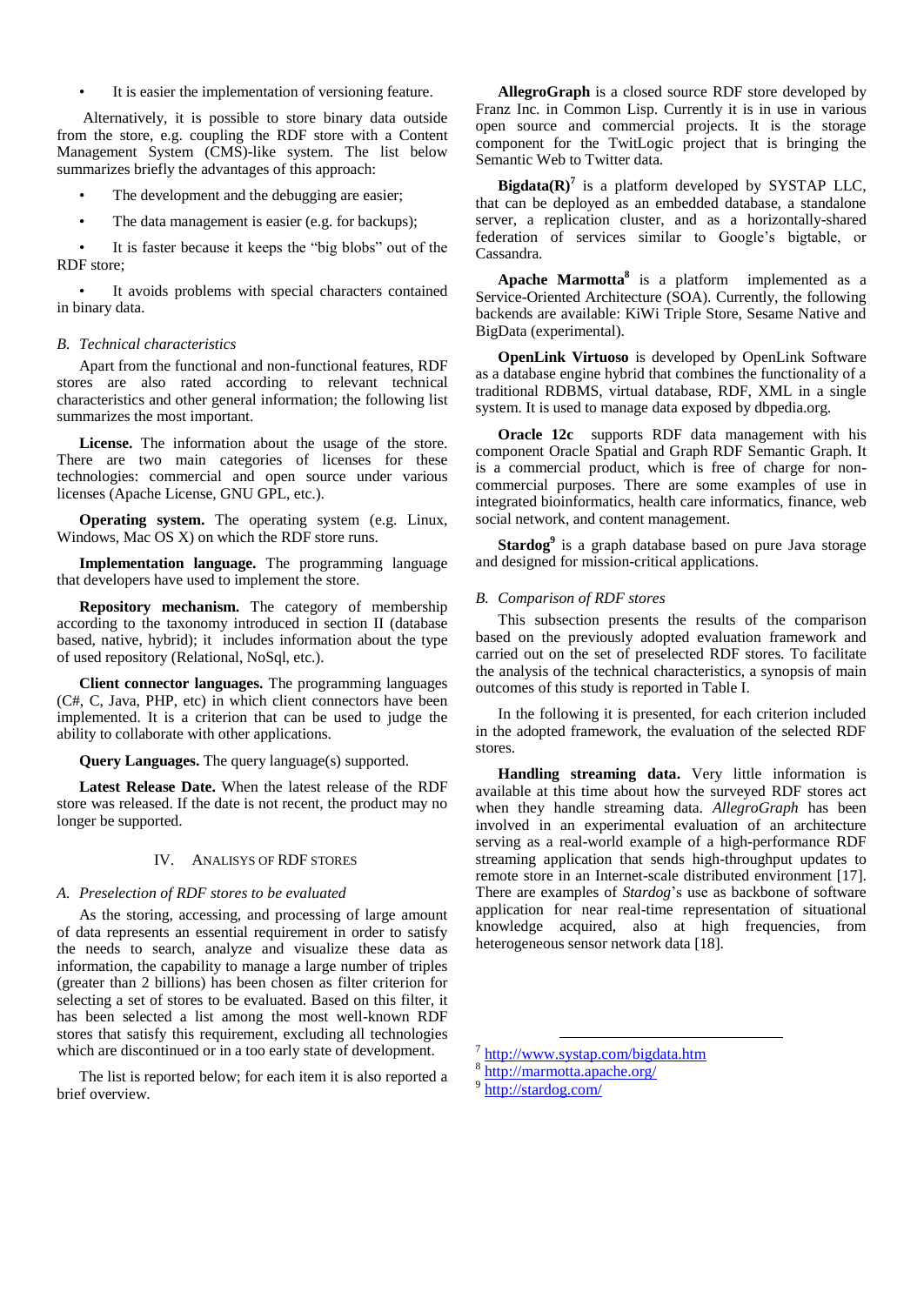- It is easier the implementation of versioning feature.

Alternatively, it is possible to store binary data outside from the store, e.g. coupling the RDF store with a Content Management System (CMS)-like system. The list below summarizes briefly the advantages of this approach:

- The development and the debugging are easier;
- The data management is easier (e.g. for backups);
- It is faster because it keeps the "big blobs" out of the RDF store;
- It avoids problems with special characters contained in binary data.

### B. Technical characteristics

Apart from the functional and non-functional features, RDF stores are also rated according to relevant technical characteristics and other general information; the following list summarizes the most important.

**License.** The information about the usage of the store. There are two main categories of licenses for these technologies: commercial and open source under various licenses (Apache License, GNU GPL, etc.).

**Operating system.** The operating system (e.g. Linux, Windows, Mac OS X) on which the RDF store runs.

**Implementation language.** The programming language that developers have used to implement the store.

**Repository mechanism.** The category of membership according to the taxonomy introduced in section II (database based, native, hybrid); it includes information about the type of used repository (Relational, NoSql, etc.).

**Client connector languages.** The programming languages (C#, C, Java, PHP, etc) in which client connectors have been implemented. It is a criterion that can be used to judge the ability to collaborate with other applications.

**Query Languages.** The query language(s) supported.

**Latest Release Date.** When the latest release of the RDF store was released. If the date is not recent, the product may no longer be supported.

## IV. Analisys of RDF stores

### A. Preselection of RDF stores to be evaluated

As the storing, accessing, and processing of large amount of data represents an essential requirement in order to satisfy the needs to search, analyze and visualize these data as information, the capability to manage a large number of triples (greater than 2 billions) has been chosen as filter criterion for selecting a set of stores to be evaluated. Based on this filter, it has been selected a list among the most well-known RDF stores that satisfy this requirement, excluding all technologies which are discontinued or in a too early state of development.

The list is reported below; for each item it is also reported a brief overview.

**AllegroGraph** is a closed source RDF store developed by Franz Inc. in Common Lisp. Currently it is in use in various open source and commercial projects. It is the storage component for the TwitLogic project that is bringing the Semantic Web to Twitter data.

**Bigdata(R)**[7] is a platform developed by SYSTAP LLC, that can be deployed as an embedded database, a standalone server, a replication cluster, and as a horizontally-shared federation of services similar to Google's bigtable, or Cassandra.

**Apache Marmotta**[8] is a platform implemented as a Service-Oriented Architecture (SOA). Currently, the following backends are available: KiWi Triple Store, Sesame Native and BigData (experimental).

**OpenLink Virtuoso** is developed by OpenLink Software as a database engine hybrid that combines the functionality of a traditional RDBMS, virtual database, RDF, XML in a single system. It is used to manage data exposed by dbpedia.org.

**Oracle 12c** supports RDF data management with his component Oracle Spatial and Graph RDF Semantic Graph. It is a commercial product, which is free of charge for non-commercial purposes. There are some examples of use in integrated bioinformatics, health care informatics, finance, web social network, and content management.

**Stardog**[9] is a graph database based on pure Java storage and designed for mission-critical applications.

### B. Comparison of RDF stores

This subsection presents the results of the comparison based on the previously adopted evaluation framework and carried out on the set of preselected RDF stores. To facilitate the analysis of the technical characteristics, a synopsis of main outcomes of this study is reported in Table I.

In the following it is presented, for each criterion included in the adopted framework, the evaluation of the selected RDF stores.

**Handling streaming data.** Very little information is available at this time about how the surveyed RDF stores act when they handle streaming data. *AllegroGraph* has been involved in an experimental evaluation of an architecture serving as a real-world example of a high-performance RDF streaming application that sends high-throughput updates to remote store in an Internet-scale distributed environment [17]. There are examples of *Stardog*'s use as backbone of software application for near real-time representation of situational knowledge acquired, also at high frequencies, from heterogeneous sensor network data [18].

---

[7] http://www.systap.com/bigdata.htm

[8] http://marmotta.apache.org/

[9] http://stardog.com/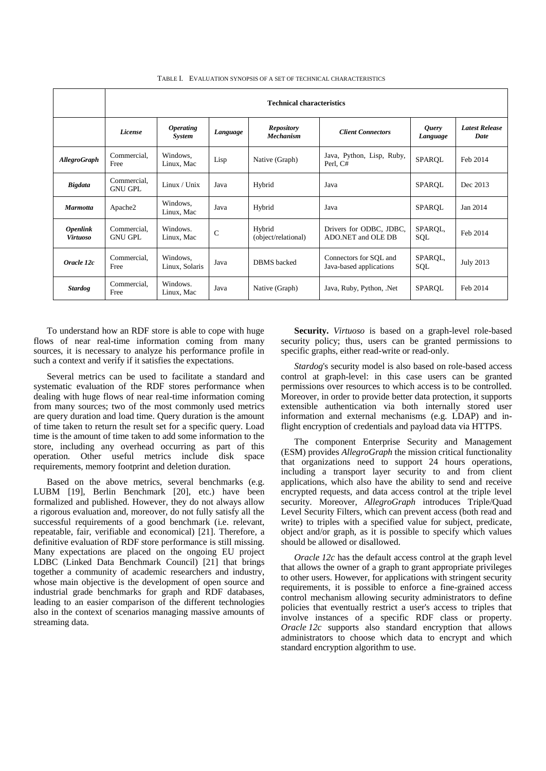TABLE I. EVALUATION SYNOPSIS OF A SET OF TECHNICAL CHARACTERISTICS

| | Technical characteristics | | | | | | |
|---|---|---|---|---|---|---|---|
| | ***License*** | ***Operating System*** | ***Language*** | ***Repository Mechanism*** | ***Client Connectors*** | ***Query Language*** | ***Latest Release Date*** |
| ***AllegroGraph*** | Commercial, Free | Windows, Linux, Mac | Lisp | Native (Graph) | Java, Python, Lisp, Ruby, Perl, C# | SPARQL | Feb 2014 |
| ***Bigdata*** | Commercial, GNU GPL | Linux / Unix | Java | Hybrid | Java | SPARQL | Dec 2013 |
| ***Marmotta*** | Apache2 | Windows, Linux, Mac | Java | Hybrid | Java | SPARQL | Jan 2014 |
| ***Openlink Virtuoso*** | Commercial, GNU GPL | Windows. Linux, Mac | C | Hybrid (object/relational) | Drivers for ODBC, JDBC, ADO.NET and OLE DB | SPARQL, SQL | Feb 2014 |
| ***Oracle 12c*** | Commercial, Free | Windows, Linux, Solaris | Java | DBMS backed | Connectors for SQL and Java-based applications | SPARQL, SQL | July 2013 |
| ***Stardog*** | Commercial, Free | Windows. Linux, Mac | Java | Native (Graph) | Java, Ruby, Python, .Net | SPARQL | Feb 2014 |

To understand how an RDF store is able to cope with huge flows of near real-time information coming from many sources, it is necessary to analyze his performance profile in such a context and verify if it satisfies the expectations.

Several metrics can be used to facilitate a standard and systematic evaluation of the RDF stores performance when dealing with huge flows of near real-time information coming from many sources; two of the most commonly used metrics are query duration and load time. Query duration is the amount of time taken to return the result set for a specific query. Load time is the amount of time taken to add some information to the store, including any overhead occurring as part of this operation. Other useful metrics include disk space requirements, memory footprint and deletion duration.

Based on the above metrics, several benchmarks (e.g. LUBM [19], Berlin Benchmark [20], etc.) have been formalized and published. However, they do not always allow a rigorous evaluation and, moreover, do not fully satisfy all the successful requirements of a good benchmark (i.e. relevant, repeatable, fair, verifiable and economical) [21]. Therefore, a definitive evaluation of RDF store performance is still missing. Many expectations are placed on the ongoing EU project LDBC (Linked Data Benchmark Council) [21] that brings together a community of academic researchers and industry, whose main objective is the development of open source and industrial grade benchmarks for graph and RDF databases, leading to an easier comparison of the different technologies also in the context of scenarios managing massive amounts of streaming data.

**Security.** *Virtuoso* is based on a graph-level role-based security policy; thus, users can be granted permissions to specific graphs, either read-write or read-only.

*Stardog*'s security model is also based on role-based access control at graph-level: in this case users can be granted permissions over resources to which access is to be controlled. Moreover, in order to provide better data protection, it supports extensible authentication via both internally stored user information and external mechanisms (e.g. LDAP) and in-flight encryption of credentials and payload data via HTTPS.

The component Enterprise Security and Management (ESM) provides *AllegroGraph* the mission critical functionality that organizations need to support 24 hours operations, including a transport layer security to and from client applications, which also have the ability to send and receive encrypted requests, and data access control at the triple level security. Moreover, *AllegroGraph* introduces Triple/Quad Level Security Filters, which can prevent access (both read and write) to triples with a specified value for subject, predicate, object and/or graph, as it is possible to specify which values should be allowed or disallowed.

*Oracle 12c* has the default access control at the graph level that allows the owner of a graph to grant appropriate privileges to other users. However, for applications with stringent security requirements, it is possible to enforce a fine-grained access control mechanism allowing security administrators to define policies that eventually restrict a user's access to triples that involve instances of a specific RDF class or property. *Oracle 12c* supports also standard encryption that allows administrators to choose which data to encrypt and which standard encryption algorithm to use.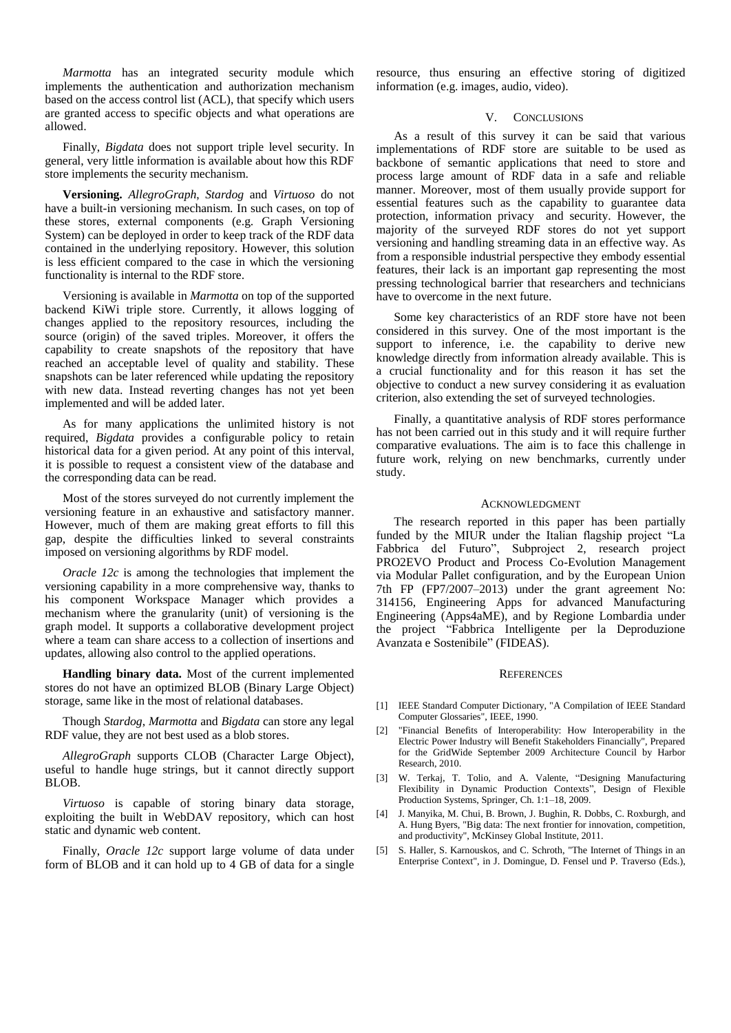*Marmotta* has an integrated security module which implements the authentication and authorization mechanism based on the access control list (ACL), that specify which users are granted access to specific objects and what operations are allowed.

Finally, *Bigdata* does not support triple level security. In general, very little information is available about how this RDF store implements the security mechanism.

**Versioning.** *AllegroGraph, Stardog* and *Virtuoso* do not have a built-in versioning mechanism. In such cases, on top of these stores, external components (e.g. Graph Versioning System) can be deployed in order to keep track of the RDF data contained in the underlying repository. However, this solution is less efficient compared to the case in which the versioning functionality is internal to the RDF store.

Versioning is available in *Marmotta* on top of the supported backend KiWi triple store. Currently, it allows logging of changes applied to the repository resources, including the source (origin) of the saved triples. Moreover, it offers the capability to create snapshots of the repository that have reached an acceptable level of quality and stability. These snapshots can be later referenced while updating the repository with new data. Instead reverting changes has not yet been implemented and will be added later.

As for many applications the unlimited history is not required, *Bigdata* provides a configurable policy to retain historical data for a given period. At any point of this interval, it is possible to request a consistent view of the database and the corresponding data can be read.

Most of the stores surveyed do not currently implement the versioning feature in an exhaustive and satisfactory manner. However, much of them are making great efforts to fill this gap, despite the difficulties linked to several constraints imposed on versioning algorithms by RDF model.

*Oracle 12c* is among the technologies that implement the versioning capability in a more comprehensive way, thanks to his component Workspace Manager which provides a mechanism where the granularity (unit) of versioning is the graph model. It supports a collaborative development project where a team can share access to a collection of insertions and updates, allowing also control to the applied operations.

**Handling binary data.** Most of the current implemented stores do not have an optimized BLOB (Binary Large Object) storage, same like in the most of relational databases.

Though *Stardog, Marmotta* and *Bigdata* can store any legal RDF value, they are not best used as a blob stores.

*AllegroGraph* supports CLOB (Character Large Object), useful to handle huge strings, but it cannot directly support BLOB.

*Virtuoso* is capable of storing binary data storage, exploiting the built in WebDAV repository, which can host static and dynamic web content.

Finally, *Oracle 12c* support large volume of data under form of BLOB and it can hold up to 4 GB of data for a single resource, thus ensuring an effective storing of digitized information (e.g. images, audio, video).

## V. Conclusions

As a result of this survey it can be said that various implementations of RDF store are suitable to be used as backbone of semantic applications that need to store and process large amount of RDF data in a safe and reliable manner. Moreover, most of them usually provide support for essential features such as the capability to guarantee data protection, information privacy and security. However, the majority of the surveyed RDF stores do not yet support versioning and handling streaming data in an effective way. As from a responsible industrial perspective they embody essential features, their lack is an important gap representing the most pressing technological barrier that researchers and technicians have to overcome in the next future.

Some key characteristics of an RDF store have not been considered in this survey. One of the most important is the support to inference, i.e. the capability to derive new knowledge directly from information already available. This is a crucial functionality and for this reason it has set the objective to conduct a new survey considering it as evaluation criterion, also extending the set of surveyed technologies.

Finally, a quantitative analysis of RDF stores performance has not been carried out in this study and it will require further comparative evaluations. The aim is to face this challenge in future work, relying on new benchmarks, currently under study.

## Acknowledgment

The research reported in this paper has been partially funded by the MIUR under the Italian flagship project "La Fabbrica del Futuro", Subproject 2, research project PRO2EVO Product and Process Co-Evolution Management via Modular Pallet configuration, and by the European Union 7th FP (FP7/2007–2013) under the grant agreement No: 314156, Engineering Apps for advanced Manufacturing Engineering (Apps4aME), and by Regione Lombardia under the project "Fabbrica Intelligente per la Deproduzione Avanzata e Sostenibile" (FIDEAS).

## References

[1] IEEE Standard Computer Dictionary, "A Compilation of IEEE Standard Computer Glossaries", IEEE, 1990.

[2] "Financial Benefits of Interoperability: How Interoperability in the Electric Power Industry will Benefit Stakeholders Financially", Prepared for the GridWide September 2009 Architecture Council by Harbor Research, 2010.

[3] W. Terkaj, T. Tolio, and A. Valente, "Designing Manufacturing Flexibility in Dynamic Production Contexts", Design of Flexible Production Systems, Springer, Ch. 1:1–18, 2009.

[4] J. Manyika, M. Chui, B. Brown, J. Bughin, R. Dobbs, C. Roxburgh, and A. Hung Byers, "Big data: The next frontier for innovation, competition, and productivity", McKinsey Global Institute, 2011.

[5] S. Haller, S. Karnouskos, and C. Schroth, "The Internet of Things in an Enterprise Context", in J. Domingue, D. Fensel und P. Traverso (Eds.),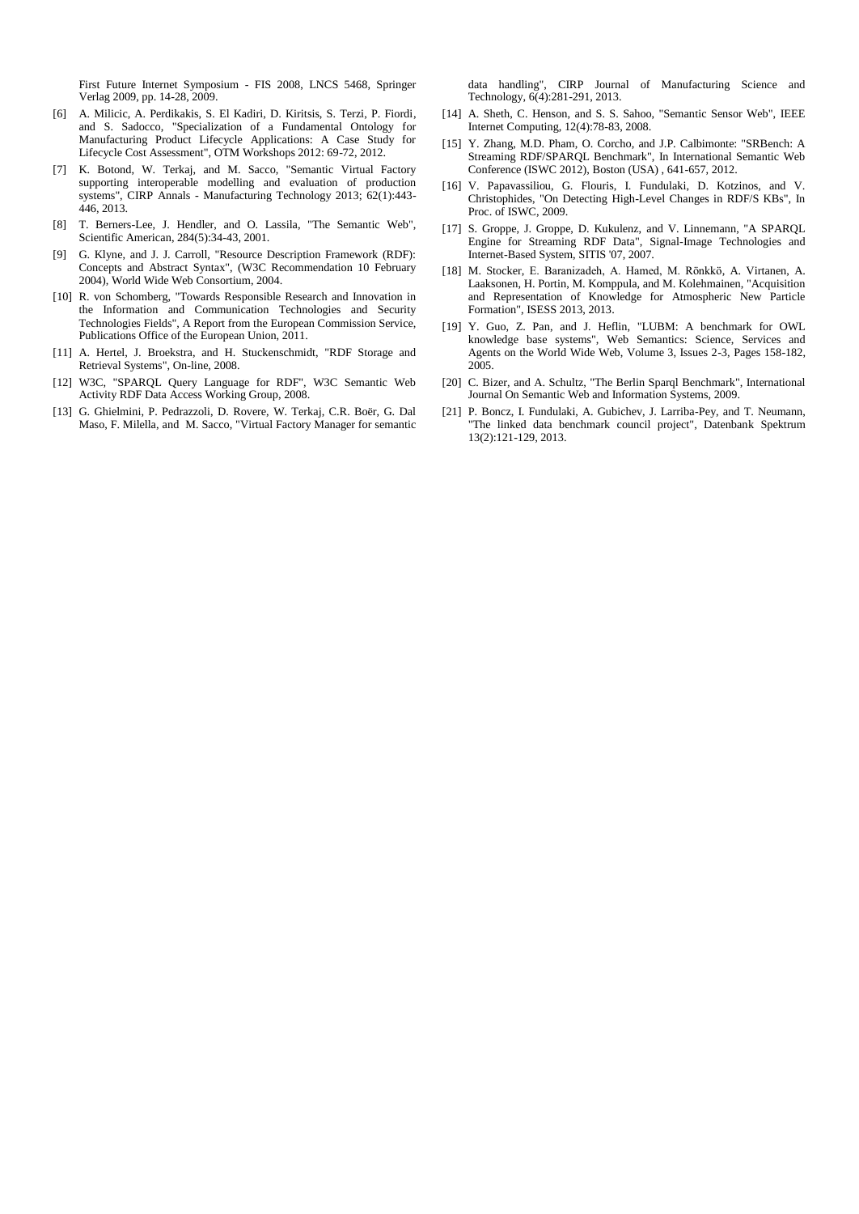First Future Internet Symposium - FIS 2008, LNCS 5468, Springer Verlag 2009, pp. 14-28, 2009.

[6] A. Milicic, A. Perdikakis, S. El Kadiri, D. Kiritsis, S. Terzi, P. Fiordi, and S. Sadocco, "Specialization of a Fundamental Ontology for Manufacturing Product Lifecycle Applications: A Case Study for Lifecycle Cost Assessment", OTM Workshops 2012: 69-72, 2012.

[7] K. Botond, W. Terkaj, and M. Sacco, "Semantic Virtual Factory supporting interoperable modelling and evaluation of production systems", CIRP Annals - Manufacturing Technology 2013; 62(1):443-446, 2013.

[8] T. Berners-Lee, J. Hendler, and O. Lassila, "The Semantic Web", Scientific American, 284(5):34-43, 2001.

[9] G. Klyne, and J. J. Carroll, "Resource Description Framework (RDF): Concepts and Abstract Syntax", (W3C Recommendation 10 February 2004), World Wide Web Consortium, 2004.

[10] R. von Schomberg, "Towards Responsible Research and Innovation in the Information and Communication Technologies and Security Technologies Fields", A Report from the European Commission Service, Publications Office of the European Union, 2011.

[11] A. Hertel, J. Broekstra, and H. Stuckenschmidt, "RDF Storage and Retrieval Systems", On-line, 2008.

[12] W3C, "SPARQL Query Language for RDF", W3C Semantic Web Activity RDF Data Access Working Group, 2008.

[13] G. Ghielmini, P. Pedrazzoli, D. Rovere, W. Terkaj, C.R. Boër, G. Dal Maso, F. Milella, and M. Sacco, "Virtual Factory Manager for semantic data handling", CIRP Journal of Manufacturing Science and Technology, 6(4):281-291, 2013.

[14] A. Sheth, C. Henson, and S. S. Sahoo, "Semantic Sensor Web", IEEE Internet Computing, 12(4):78-83, 2008.

[15] Y. Zhang, M.D. Pham, O. Corcho, and J.P. Calbimonte: "SRBench: A Streaming RDF/SPARQL Benchmark", In International Semantic Web Conference (ISWC 2012), Boston (USA) , 641-657, 2012.

[16] V. Papavassiliou, G. Flouris, I. Fundulaki, D. Kotzinos, and V. Christophides, "On Detecting High-Level Changes in RDF/S KBs", In Proc. of ISWC, 2009.

[17] S. Groppe, J. Groppe, D. Kukulenz, and V. Linnemann, "A SPARQL Engine for Streaming RDF Data", Signal-Image Technologies and Internet-Based System, SITIS '07, 2007.

[18] M. Stocker, E. Baranizadeh, A. Hamed, M. Rönkkö, A. Virtanen, A. Laaksonen, H. Portin, M. Komppula, and M. Kolehmainen, "Acquisition and Representation of Knowledge for Atmospheric New Particle Formation", ISESS 2013, 2013.

[19] Y. Guo, Z. Pan, and J. Heflin, "LUBM: A benchmark for OWL knowledge base systems", Web Semantics: Science, Services and Agents on the World Wide Web, Volume 3, Issues 2-3, Pages 158-182, 2005.

[20] C. Bizer, and A. Schultz, "The Berlin Sparql Benchmark", International Journal On Semantic Web and Information Systems, 2009.

[21] P. Boncz, I. Fundulaki, A. Gubichev, J. Larriba-Pey, and T. Neumann, "The linked data benchmark council project", Datenbank Spektrum 13(2):121-129, 2013.